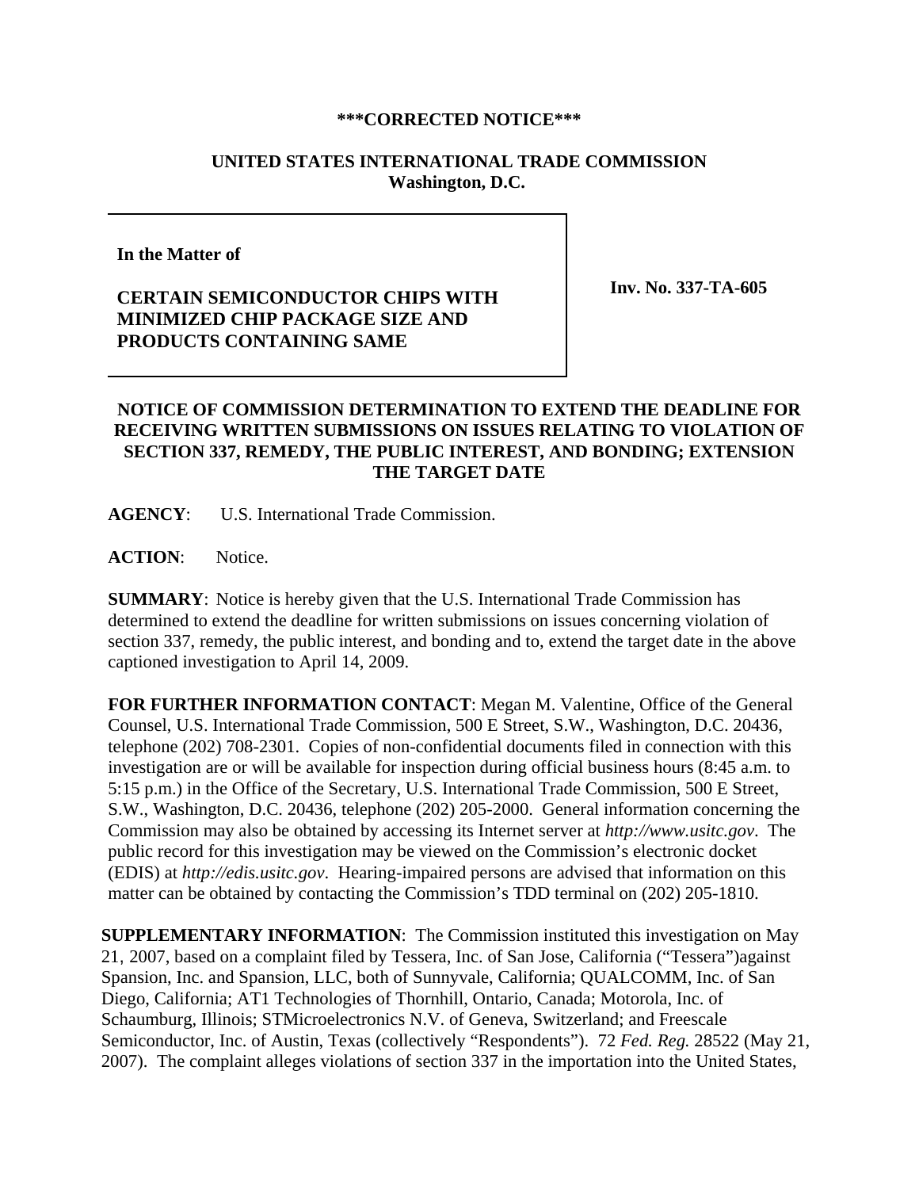**\*\*\*CORRECTED NOTICE\*\*\***

**UNITED STATES INTERNATIONAL TRADE COMMISSION**
**Washington, D.C.**

| In the Matter of<br><br>CERTAIN SEMICONDUCTOR CHIPS WITH MINIMIZED CHIP PACKAGE SIZE AND PRODUCTS CONTAINING SAME | Inv. No. 337-TA-605 |
|---|---|

## NOTICE OF COMMISSION DETERMINATION TO EXTEND THE DEADLINE FOR RECEIVING WRITTEN SUBMISSIONS ON ISSUES RELATING TO VIOLATION OF SECTION 337, REMEDY, THE PUBLIC INTEREST, AND BONDING; EXTENSION THE TARGET DATE

**AGENCY**: U.S. International Trade Commission.

**ACTION**: Notice.

**SUMMARY**: Notice is hereby given that the U.S. International Trade Commission has determined to extend the deadline for written submissions on issues concerning violation of section 337, remedy, the public interest, and bonding and to, extend the target date in the above captioned investigation to April 14, 2009.

**FOR FURTHER INFORMATION CONTACT**: Megan M. Valentine, Office of the General Counsel, U.S. International Trade Commission, 500 E Street, S.W., Washington, D.C. 20436, telephone (202) 708-2301. Copies of non-confidential documents filed in connection with this investigation are or will be available for inspection during official business hours (8:45 a.m. to 5:15 p.m.) in the Office of the Secretary, U.S. International Trade Commission, 500 E Street, S.W., Washington, D.C. 20436, telephone (202) 205-2000. General information concerning the Commission may also be obtained by accessing its Internet server at *http://www.usitc.gov*. The public record for this investigation may be viewed on the Commission's electronic docket (EDIS) at *http://edis.usitc.gov*. Hearing-impaired persons are advised that information on this matter can be obtained by contacting the Commission's TDD terminal on (202) 205-1810.

**SUPPLEMENTARY INFORMATION**: The Commission instituted this investigation on May 21, 2007, based on a complaint filed by Tessera, Inc. of San Jose, California ("Tessera")against Spansion, Inc. and Spansion, LLC, both of Sunnyvale, California; QUALCOMM, Inc. of San Diego, California; AT1 Technologies of Thornhill, Ontario, Canada; Motorola, Inc. of Schaumburg, Illinois; STMicroelectronics N.V. of Geneva, Switzerland; and Freescale Semiconductor, Inc. of Austin, Texas (collectively "Respondents"). 72 *Fed. Reg.* 28522 (May 21, 2007). The complaint alleges violations of section 337 in the importation into the United States,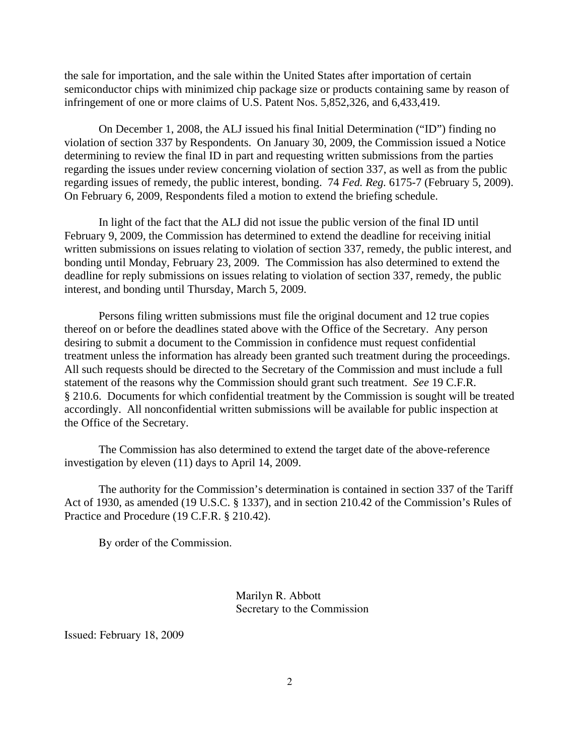the sale for importation, and the sale within the United States after importation of certain semiconductor chips with minimized chip package size or products containing same by reason of infringement of one or more claims of U.S. Patent Nos. 5,852,326, and 6,433,419.

On December 1, 2008, the ALJ issued his final Initial Determination ("ID") finding no violation of section 337 by Respondents. On January 30, 2009, the Commission issued a Notice determining to review the final ID in part and requesting written submissions from the parties regarding the issues under review concerning violation of section 337, as well as from the public regarding issues of remedy, the public interest, bonding. 74 *Fed. Reg.* 6175-7 (February 5, 2009). On February 6, 2009, Respondents filed a motion to extend the briefing schedule.

In light of the fact that the ALJ did not issue the public version of the final ID until February 9, 2009, the Commission has determined to extend the deadline for receiving initial written submissions on issues relating to violation of section 337, remedy, the public interest, and bonding until Monday, February 23, 2009. The Commission has also determined to extend the deadline for reply submissions on issues relating to violation of section 337, remedy, the public interest, and bonding until Thursday, March 5, 2009.

Persons filing written submissions must file the original document and 12 true copies thereof on or before the deadlines stated above with the Office of the Secretary. Any person desiring to submit a document to the Commission in confidence must request confidential treatment unless the information has already been granted such treatment during the proceedings. All such requests should be directed to the Secretary of the Commission and must include a full statement of the reasons why the Commission should grant such treatment. *See* 19 C.F.R. § 210.6. Documents for which confidential treatment by the Commission is sought will be treated accordingly. All nonconfidential written submissions will be available for public inspection at the Office of the Secretary.

The Commission has also determined to extend the target date of the above-reference investigation by eleven (11) days to April 14, 2009.

The authority for the Commission's determination is contained in section 337 of the Tariff Act of 1930, as amended (19 U.S.C. § 1337), and in section 210.42 of the Commission's Rules of Practice and Procedure (19 C.F.R. § 210.42).

By order of the Commission.

Marilyn R. Abbott
Secretary to the Commission

Issued: February 18, 2009